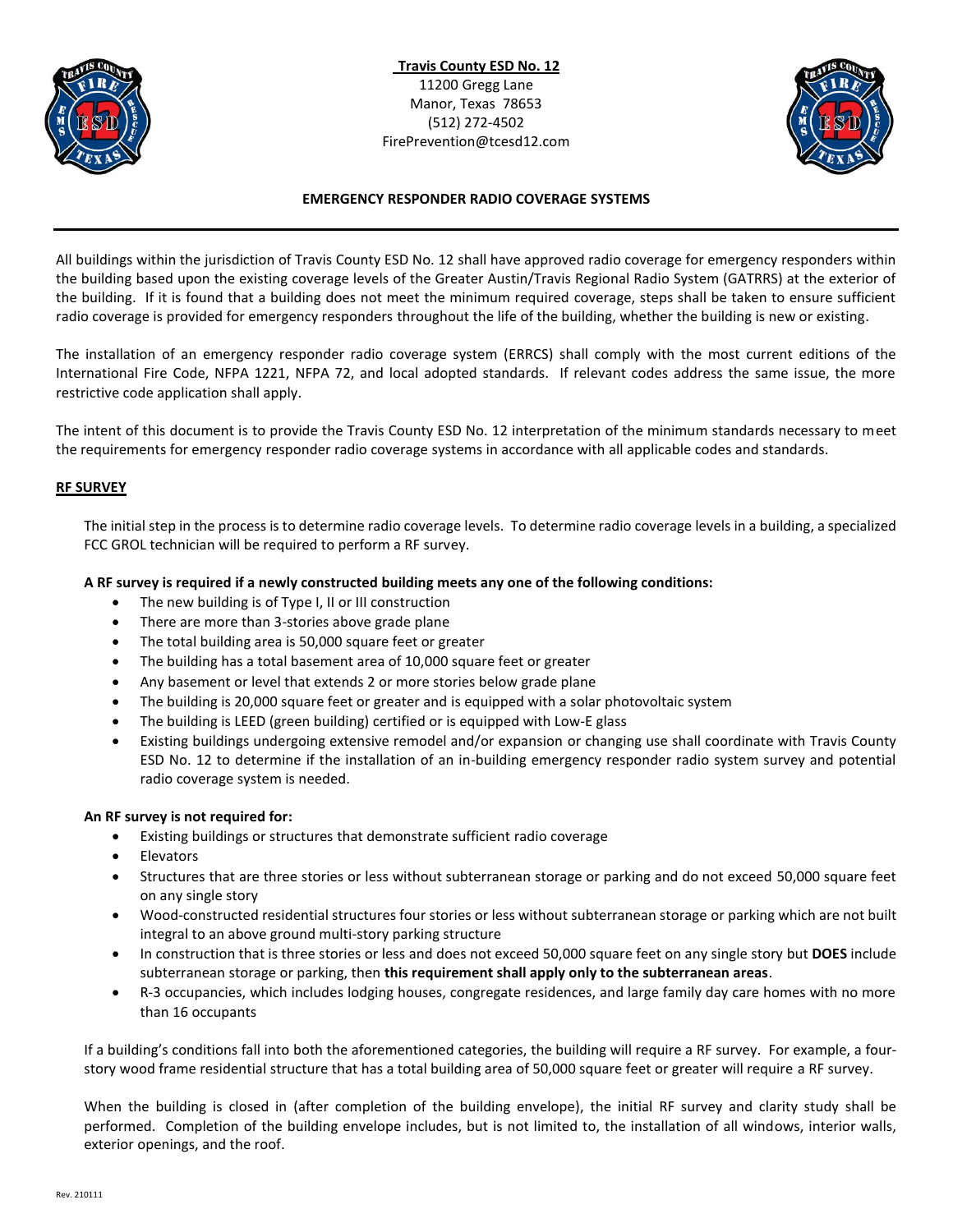**Travis County ESD No. 12**
11200 Gregg Lane
Manor, Texas 78653
(512) 272-4502
FirePrevention@tcesd12.com

**EMERGENCY RESPONDER RADIO COVERAGE SYSTEMS**

---

All buildings within the jurisdiction of Travis County ESD No. 12 shall have approved radio coverage for emergency responders within the building based upon the existing coverage levels of the Greater Austin/Travis Regional Radio System (GATRRS) at the exterior of the building. If it is found that a building does not meet the minimum required coverage, steps shall be taken to ensure sufficient radio coverage is provided for emergency responders throughout the life of the building, whether the building is new or existing.

The installation of an emergency responder radio coverage system (ERRCS) shall comply with the most current editions of the International Fire Code, NFPA 1221, NFPA 72, and local adopted standards. If relevant codes address the same issue, the more restrictive code application shall apply.

The intent of this document is to provide the Travis County ESD No. 12 interpretation of the minimum standards necessary to meet the requirements for emergency responder radio coverage systems in accordance with all applicable codes and standards.

## RF SURVEY

The initial step in the process is to determine radio coverage levels. To determine radio coverage levels in a building, a specialized FCC GROL technician will be required to perform a RF survey.

**A RF survey is required if a newly constructed building meets any one of the following conditions:**

- The new building is of Type I, II or III construction
- There are more than 3-stories above grade plane
- The total building area is 50,000 square feet or greater
- The building has a total basement area of 10,000 square feet or greater
- Any basement or level that extends 2 or more stories below grade plane
- The building is 20,000 square feet or greater and is equipped with a solar photovoltaic system
- The building is LEED (green building) certified or is equipped with Low-E glass
- Existing buildings undergoing extensive remodel and/or expansion or changing use shall coordinate with Travis County ESD No. 12 to determine if the installation of an in-building emergency responder radio system survey and potential radio coverage system is needed.

**An RF survey is not required for:**

- Existing buildings or structures that demonstrate sufficient radio coverage
- Elevators
- Structures that are three stories or less without subterranean storage or parking and do not exceed 50,000 square feet on any single story
- Wood-constructed residential structures four stories or less without subterranean storage or parking which are not built integral to an above ground multi-story parking structure
- In construction that is three stories or less and does not exceed 50,000 square feet on any single story but **DOES** include subterranean storage or parking, then **this requirement shall apply only to the subterranean areas**.
- R-3 occupancies, which includes lodging houses, congregate residences, and large family day care homes with no more than 16 occupants

If a building's conditions fall into both the aforementioned categories, the building will require a RF survey. For example, a four-story wood frame residential structure that has a total building area of 50,000 square feet or greater will require a RF survey.

When the building is closed in (after completion of the building envelope), the initial RF survey and clarity study shall be performed. Completion of the building envelope includes, but is not limited to, the installation of all windows, interior walls, exterior openings, and the roof.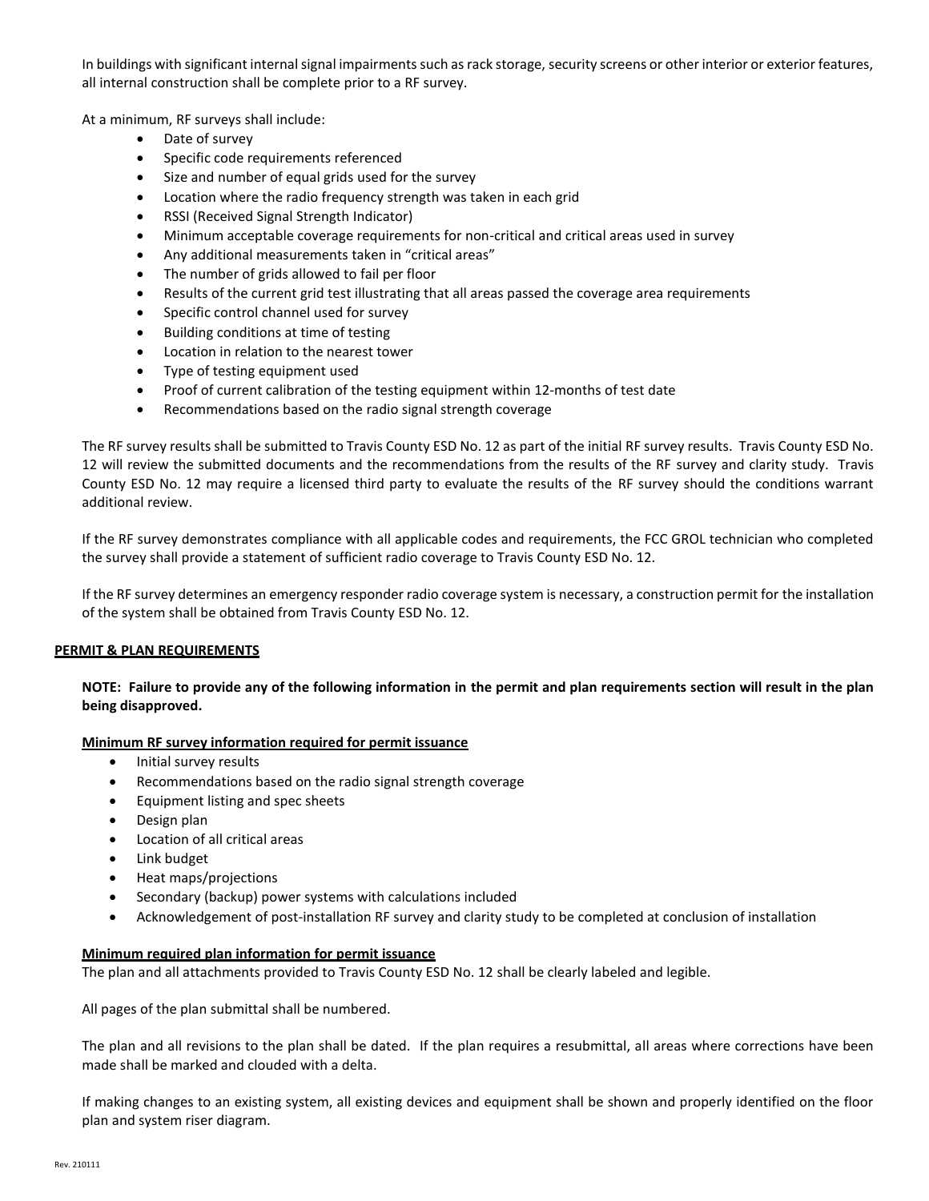In buildings with significant internal signal impairments such as rack storage, security screens or other interior or exterior features, all internal construction shall be complete prior to a RF survey.

At a minimum, RF surveys shall include:

- Date of survey
- Specific code requirements referenced
- Size and number of equal grids used for the survey
- Location where the radio frequency strength was taken in each grid
- RSSI (Received Signal Strength Indicator)
- Minimum acceptable coverage requirements for non-critical and critical areas used in survey
- Any additional measurements taken in "critical areas"
- The number of grids allowed to fail per floor
- Results of the current grid test illustrating that all areas passed the coverage area requirements
- Specific control channel used for survey
- Building conditions at time of testing
- Location in relation to the nearest tower
- Type of testing equipment used
- Proof of current calibration of the testing equipment within 12-months of test date
- Recommendations based on the radio signal strength coverage

The RF survey results shall be submitted to Travis County ESD No. 12 as part of the initial RF survey results. Travis County ESD No. 12 will review the submitted documents and the recommendations from the results of the RF survey and clarity study. Travis County ESD No. 12 may require a licensed third party to evaluate the results of the RF survey should the conditions warrant additional review.

If the RF survey demonstrates compliance with all applicable codes and requirements, the FCC GROL technician who completed the survey shall provide a statement of sufficient radio coverage to Travis County ESD No. 12.

If the RF survey determines an emergency responder radio coverage system is necessary, a construction permit for the installation of the system shall be obtained from Travis County ESD No. 12.

## PERMIT & PLAN REQUIREMENTS

**NOTE: Failure to provide any of the following information in the permit and plan requirements section will result in the plan being disapproved.**

### Minimum RF survey information required for permit issuance

- Initial survey results
- Recommendations based on the radio signal strength coverage
- Equipment listing and spec sheets
- Design plan
- Location of all critical areas
- Link budget
- Heat maps/projections
- Secondary (backup) power systems with calculations included
- Acknowledgement of post-installation RF survey and clarity study to be completed at conclusion of installation

### Minimum required plan information for permit issuance

The plan and all attachments provided to Travis County ESD No. 12 shall be clearly labeled and legible.

All pages of the plan submittal shall be numbered.

The plan and all revisions to the plan shall be dated. If the plan requires a resubmittal, all areas where corrections have been made shall be marked and clouded with a delta.

If making changes to an existing system, all existing devices and equipment shall be shown and properly identified on the floor plan and system riser diagram.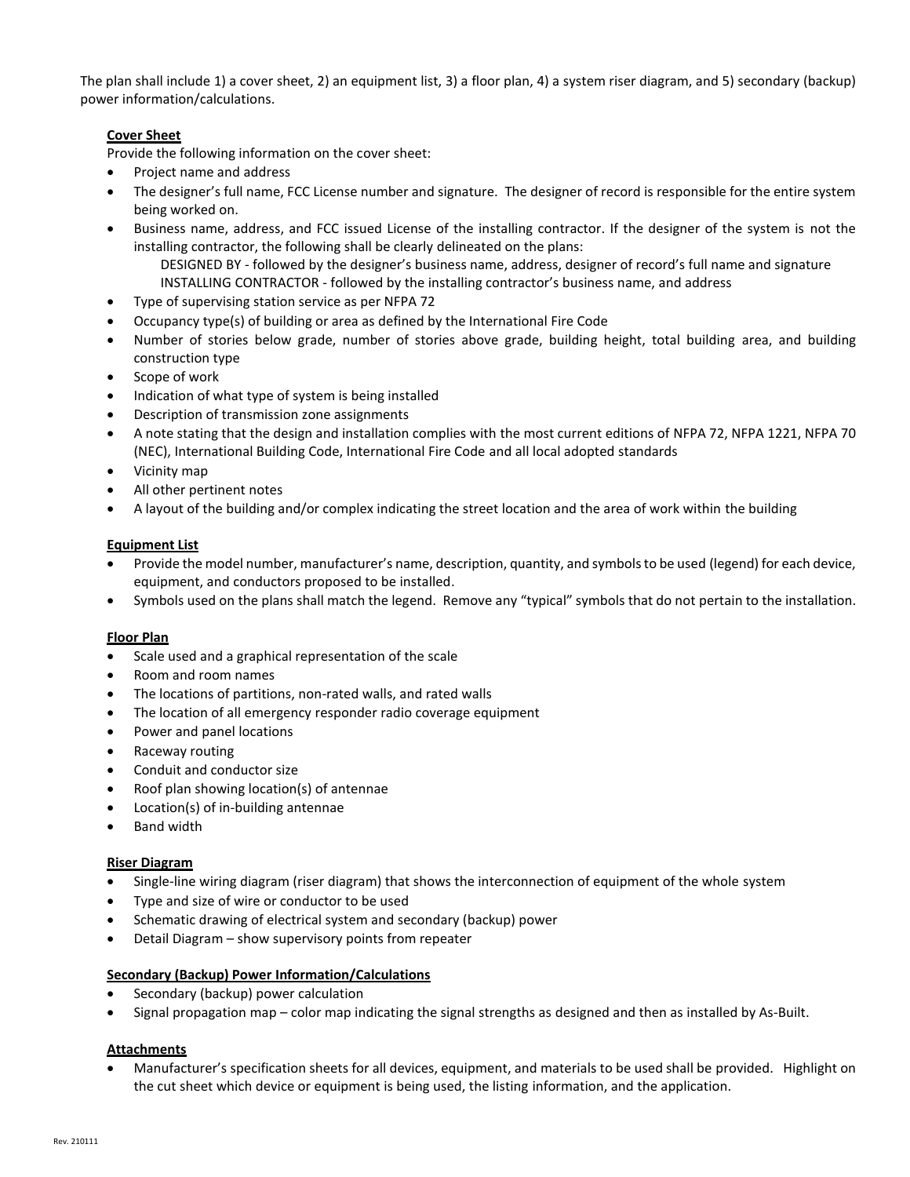The plan shall include 1) a cover sheet, 2) an equipment list, 3) a floor plan, 4) a system riser diagram, and 5) secondary (backup) power information/calculations.

**Cover Sheet**

Provide the following information on the cover sheet:

- Project name and address
- The designer's full name, FCC License number and signature. The designer of record is responsible for the entire system being worked on.
- Business name, address, and FCC issued License of the installing contractor. If the designer of the system is not the installing contractor, the following shall be clearly delineated on the plans:
  DESIGNED BY - followed by the designer's business name, address, designer of record's full name and signature
  INSTALLING CONTRACTOR - followed by the installing contractor's business name, and address
- Type of supervising station service as per NFPA 72
- Occupancy type(s) of building or area as defined by the International Fire Code
- Number of stories below grade, number of stories above grade, building height, total building area, and building construction type
- Scope of work
- Indication of what type of system is being installed
- Description of transmission zone assignments
- A note stating that the design and installation complies with the most current editions of NFPA 72, NFPA 1221, NFPA 70 (NEC), International Building Code, International Fire Code and all local adopted standards
- Vicinity map
- All other pertinent notes
- A layout of the building and/or complex indicating the street location and the area of work within the building

**Equipment List**

- Provide the model number, manufacturer's name, description, quantity, and symbols to be used (legend) for each device, equipment, and conductors proposed to be installed.
- Symbols used on the plans shall match the legend. Remove any "typical" symbols that do not pertain to the installation.

**Floor Plan**

- Scale used and a graphical representation of the scale
- Room and room names
- The locations of partitions, non-rated walls, and rated walls
- The location of all emergency responder radio coverage equipment
- Power and panel locations
- Raceway routing
- Conduit and conductor size
- Roof plan showing location(s) of antennae
- Location(s) of in-building antennae
- Band width

**Riser Diagram**

- Single-line wiring diagram (riser diagram) that shows the interconnection of equipment of the whole system
- Type and size of wire or conductor to be used
- Schematic drawing of electrical system and secondary (backup) power
- Detail Diagram – show supervisory points from repeater

**Secondary (Backup) Power Information/Calculations**

- Secondary (backup) power calculation
- Signal propagation map – color map indicating the signal strengths as designed and then as installed by As-Built.

**Attachments**

- Manufacturer's specification sheets for all devices, equipment, and materials to be used shall be provided. Highlight on the cut sheet which device or equipment is being used, the listing information, and the application.

Rev. 210111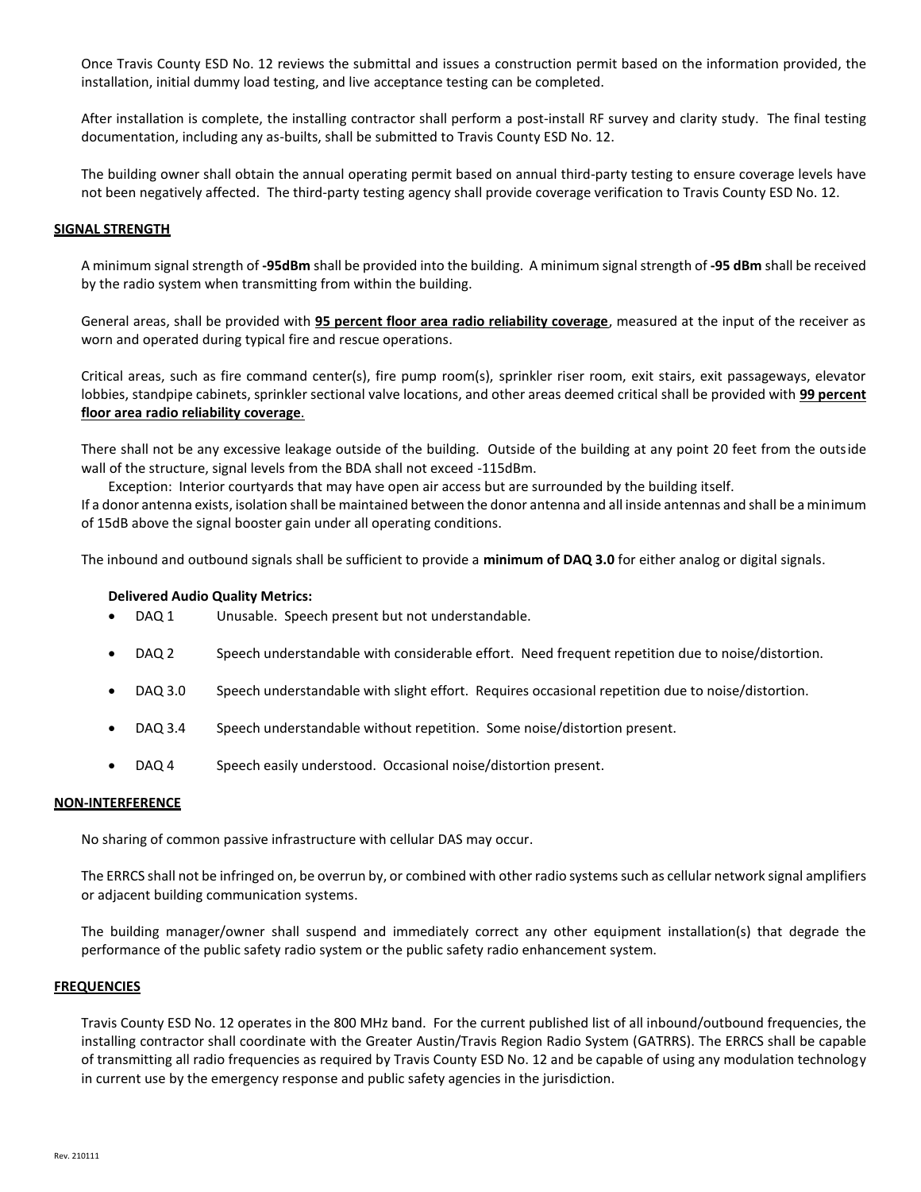Once Travis County ESD No. 12 reviews the submittal and issues a construction permit based on the information provided, the installation, initial dummy load testing, and live acceptance testing can be completed.

After installation is complete, the installing contractor shall perform a post-install RF survey and clarity study. The final testing documentation, including any as-builts, shall be submitted to Travis County ESD No. 12.

The building owner shall obtain the annual operating permit based on annual third-party testing to ensure coverage levels have not been negatively affected. The third-party testing agency shall provide coverage verification to Travis County ESD No. 12.

## SIGNAL STRENGTH

A minimum signal strength of **-95dBm** shall be provided into the building. A minimum signal strength of **-95 dBm** shall be received by the radio system when transmitting from within the building.

General areas, shall be provided with **95 percent floor area radio reliability coverage**, measured at the input of the receiver as worn and operated during typical fire and rescue operations.

Critical areas, such as fire command center(s), fire pump room(s), sprinkler riser room, exit stairs, exit passageways, elevator lobbies, standpipe cabinets, sprinkler sectional valve locations, and other areas deemed critical shall be provided with **99 percent floor area radio reliability coverage**.

There shall not be any excessive leakage outside of the building. Outside of the building at any point 20 feet from the outside wall of the structure, signal levels from the BDA shall not exceed -115dBm.

Exception: Interior courtyards that may have open air access but are surrounded by the building itself.

If a donor antenna exists, isolation shall be maintained between the donor antenna and all inside antennas and shall be a minimum of 15dB above the signal booster gain under all operating conditions.

The inbound and outbound signals shall be sufficient to provide a **minimum of DAQ 3.0** for either analog or digital signals.

**Delivered Audio Quality Metrics:**

- DAQ 1 Unusable. Speech present but not understandable.
- DAQ 2 Speech understandable with considerable effort. Need frequent repetition due to noise/distortion.
- DAQ 3.0 Speech understandable with slight effort. Requires occasional repetition due to noise/distortion.
- DAQ 3.4 Speech understandable without repetition. Some noise/distortion present.
- DAQ 4 Speech easily understood. Occasional noise/distortion present.

## NON-INTERFERENCE

No sharing of common passive infrastructure with cellular DAS may occur.

The ERRCS shall not be infringed on, be overrun by, or combined with other radio systems such as cellular network signal amplifiers or adjacent building communication systems.

The building manager/owner shall suspend and immediately correct any other equipment installation(s) that degrade the performance of the public safety radio system or the public safety radio enhancement system.

## FREQUENCIES

Travis County ESD No. 12 operates in the 800 MHz band. For the current published list of all inbound/outbound frequencies, the installing contractor shall coordinate with the Greater Austin/Travis Region Radio System (GATRRS). The ERRCS shall be capable of transmitting all radio frequencies as required by Travis County ESD No. 12 and be capable of using any modulation technology in current use by the emergency response and public safety agencies in the jurisdiction.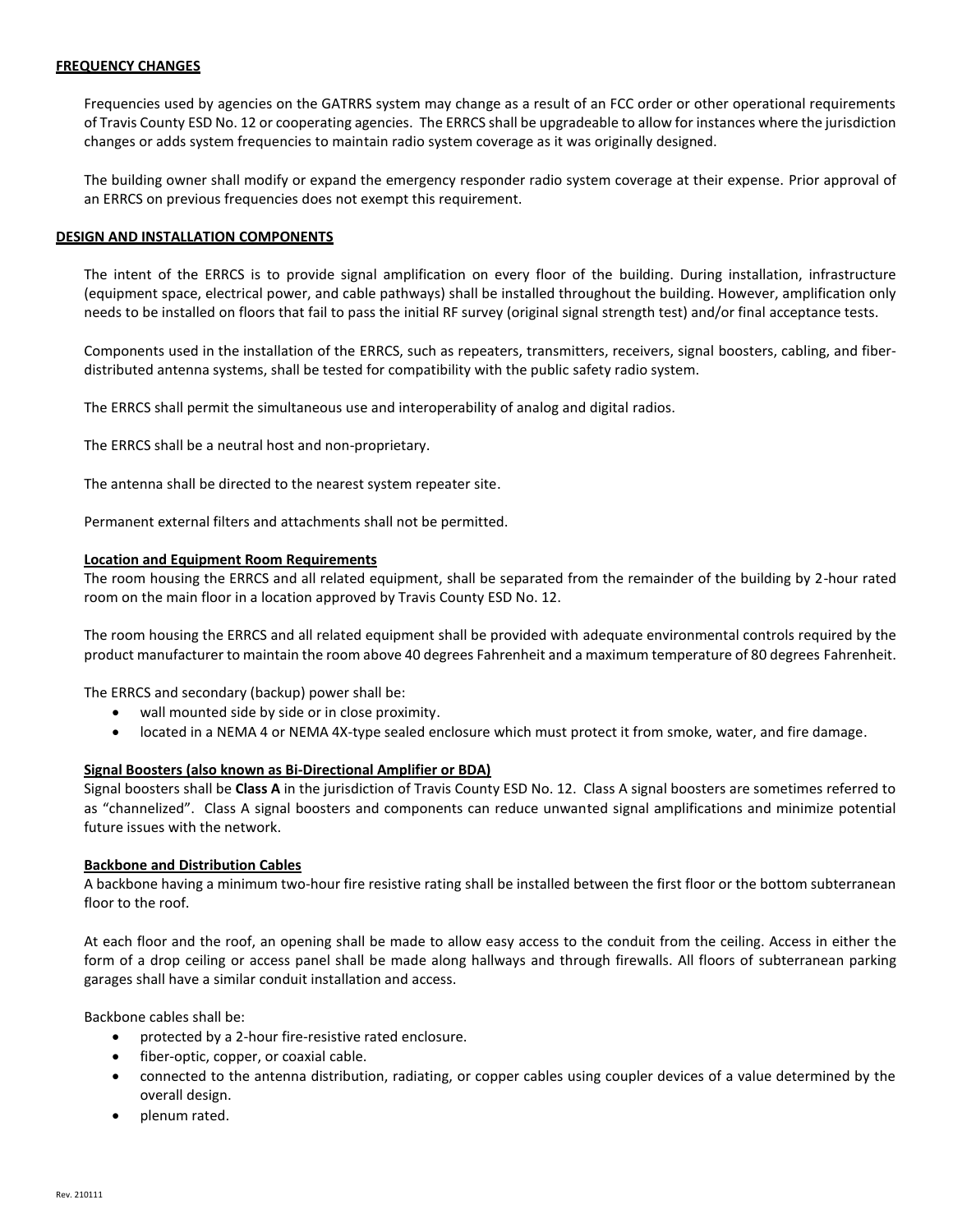## FREQUENCY CHANGES

Frequencies used by agencies on the GATRRS system may change as a result of an FCC order or other operational requirements of Travis County ESD No. 12 or cooperating agencies. The ERRCS shall be upgradeable to allow for instances where the jurisdiction changes or adds system frequencies to maintain radio system coverage as it was originally designed.

The building owner shall modify or expand the emergency responder radio system coverage at their expense. Prior approval of an ERRCS on previous frequencies does not exempt this requirement.

## DESIGN AND INSTALLATION COMPONENTS

The intent of the ERRCS is to provide signal amplification on every floor of the building. During installation, infrastructure (equipment space, electrical power, and cable pathways) shall be installed throughout the building. However, amplification only needs to be installed on floors that fail to pass the initial RF survey (original signal strength test) and/or final acceptance tests.

Components used in the installation of the ERRCS, such as repeaters, transmitters, receivers, signal boosters, cabling, and fiber-distributed antenna systems, shall be tested for compatibility with the public safety radio system.

The ERRCS shall permit the simultaneous use and interoperability of analog and digital radios.

The ERRCS shall be a neutral host and non-proprietary.

The antenna shall be directed to the nearest system repeater site.

Permanent external filters and attachments shall not be permitted.

### Location and Equipment Room Requirements

The room housing the ERRCS and all related equipment, shall be separated from the remainder of the building by 2-hour rated room on the main floor in a location approved by Travis County ESD No. 12.

The room housing the ERRCS and all related equipment shall be provided with adequate environmental controls required by the product manufacturer to maintain the room above 40 degrees Fahrenheit and a maximum temperature of 80 degrees Fahrenheit.

The ERRCS and secondary (backup) power shall be:

- wall mounted side by side or in close proximity.
- located in a NEMA 4 or NEMA 4X-type sealed enclosure which must protect it from smoke, water, and fire damage.

### Signal Boosters (also known as Bi-Directional Amplifier or BDA)

Signal boosters shall be **Class A** in the jurisdiction of Travis County ESD No. 12. Class A signal boosters are sometimes referred to as "channelized". Class A signal boosters and components can reduce unwanted signal amplifications and minimize potential future issues with the network.

### Backbone and Distribution Cables

A backbone having a minimum two-hour fire resistive rating shall be installed between the first floor or the bottom subterranean floor to the roof.

At each floor and the roof, an opening shall be made to allow easy access to the conduit from the ceiling. Access in either the form of a drop ceiling or access panel shall be made along hallways and through firewalls. All floors of subterranean parking garages shall have a similar conduit installation and access.

Backbone cables shall be:

- protected by a 2-hour fire-resistive rated enclosure.
- fiber-optic, copper, or coaxial cable.
- connected to the antenna distribution, radiating, or copper cables using coupler devices of a value determined by the overall design.
- plenum rated.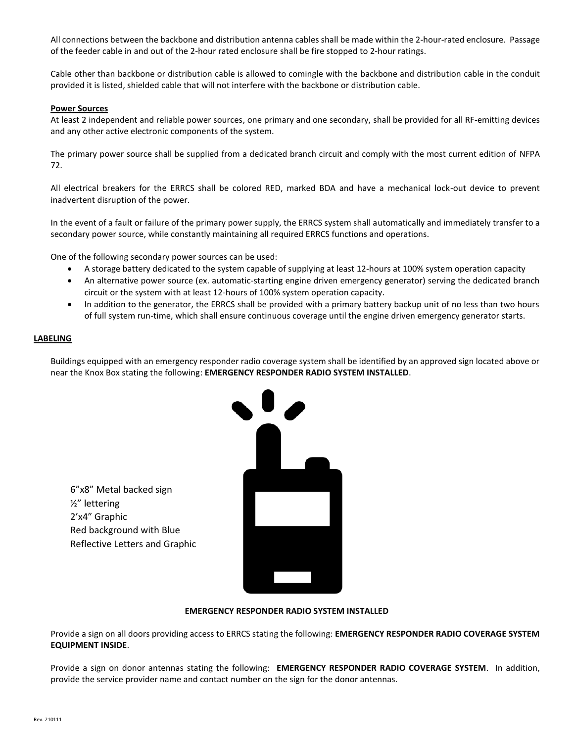All connections between the backbone and distribution antenna cables shall be made within the 2-hour-rated enclosure. Passage of the feeder cable in and out of the 2-hour rated enclosure shall be fire stopped to 2-hour ratings.

Cable other than backbone or distribution cable is allowed to comingle with the backbone and distribution cable in the conduit provided it is listed, shielded cable that will not interfere with the backbone or distribution cable.

**Power Sources**

At least 2 independent and reliable power sources, one primary and one secondary, shall be provided for all RF-emitting devices and any other active electronic components of the system.

The primary power source shall be supplied from a dedicated branch circuit and comply with the most current edition of NFPA 72.

All electrical breakers for the ERRCS shall be colored RED, marked BDA and have a mechanical lock-out device to prevent inadvertent disruption of the power.

In the event of a fault or failure of the primary power supply, the ERRCS system shall automatically and immediately transfer to a secondary power source, while constantly maintaining all required ERRCS functions and operations.

One of the following secondary power sources can be used:

- A storage battery dedicated to the system capable of supplying at least 12-hours at 100% system operation capacity
- An alternative power source (ex. automatic-starting engine driven emergency generator) serving the dedicated branch circuit or the system with at least 12-hours of 100% system operation capacity.
- In addition to the generator, the ERRCS shall be provided with a primary battery backup unit of no less than two hours of full system run-time, which shall ensure continuous coverage until the engine driven emergency generator starts.

## LABELING

Buildings equipped with an emergency responder radio coverage system shall be identified by an approved sign located above or near the Knox Box stating the following: **EMERGENCY RESPONDER RADIO SYSTEM INSTALLED**.

6"x8" Metal backed sign
½" lettering
2'x4" Graphic
Red background with Blue
Reflective Letters and Graphic

**EMERGENCY RESPONDER RADIO SYSTEM INSTALLED**

Provide a sign on all doors providing access to ERRCS stating the following: **EMERGENCY RESPONDER RADIO COVERAGE SYSTEM EQUIPMENT INSIDE**.

Provide a sign on donor antennas stating the following: **EMERGENCY RESPONDER RADIO COVERAGE SYSTEM**. In addition, provide the service provider name and contact number on the sign for the donor antennas.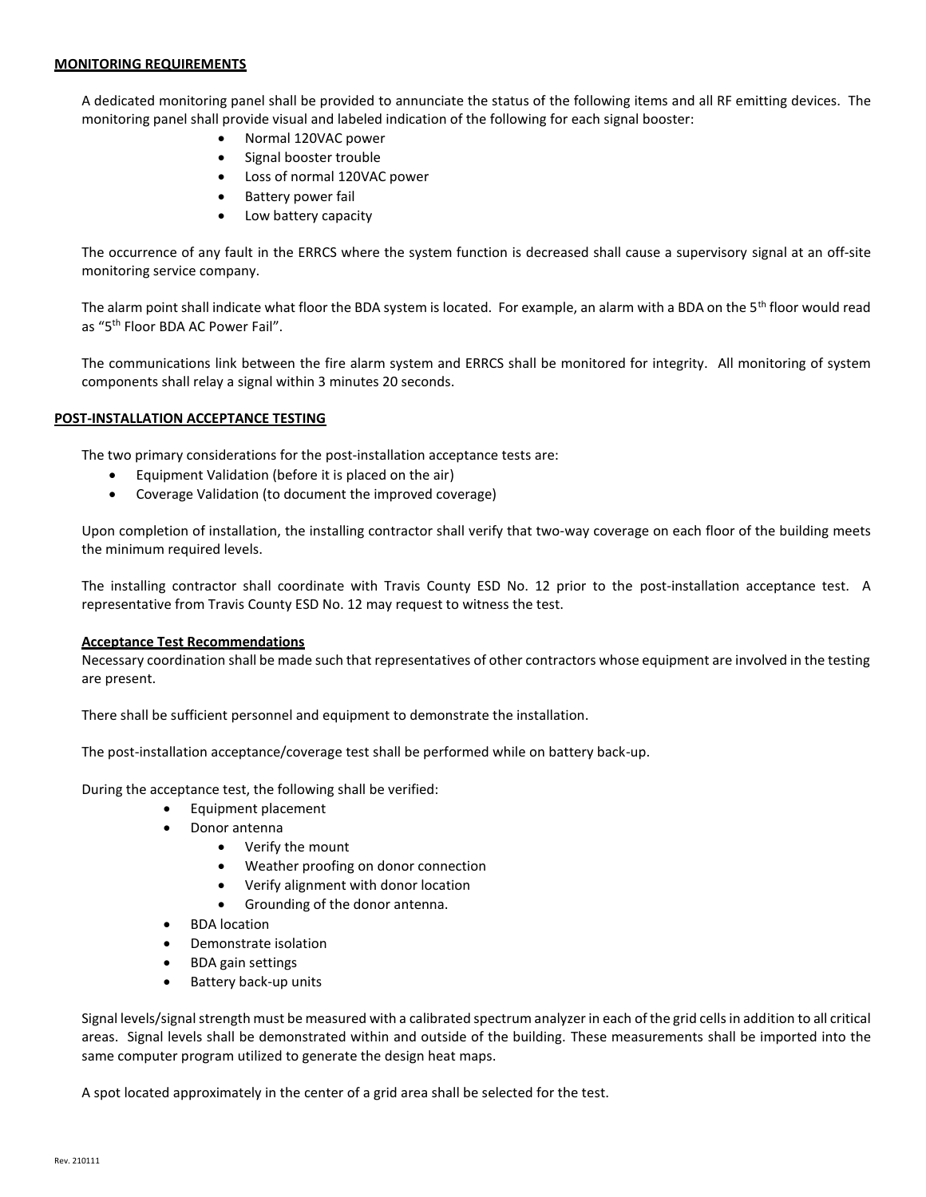## MONITORING REQUIREMENTS

A dedicated monitoring panel shall be provided to annunciate the status of the following items and all RF emitting devices. The monitoring panel shall provide visual and labeled indication of the following for each signal booster:

- Normal 120VAC power
- Signal booster trouble
- Loss of normal 120VAC power
- Battery power fail
- Low battery capacity

The occurrence of any fault in the ERRCS where the system function is decreased shall cause a supervisory signal at an off-site monitoring service company.

The alarm point shall indicate what floor the BDA system is located. For example, an alarm with a BDA on the 5th floor would read as "5th Floor BDA AC Power Fail".

The communications link between the fire alarm system and ERRCS shall be monitored for integrity. All monitoring of system components shall relay a signal within 3 minutes 20 seconds.

## POST-INSTALLATION ACCEPTANCE TESTING

The two primary considerations for the post-installation acceptance tests are:

- Equipment Validation (before it is placed on the air)
- Coverage Validation (to document the improved coverage)

Upon completion of installation, the installing contractor shall verify that two-way coverage on each floor of the building meets the minimum required levels.

The installing contractor shall coordinate with Travis County ESD No. 12 prior to the post-installation acceptance test. A representative from Travis County ESD No. 12 may request to witness the test.

### Acceptance Test Recommendations

Necessary coordination shall be made such that representatives of other contractors whose equipment are involved in the testing are present.

There shall be sufficient personnel and equipment to demonstrate the installation.

The post-installation acceptance/coverage test shall be performed while on battery back-up.

During the acceptance test, the following shall be verified:

- Equipment placement
- Donor antenna
  - Verify the mount
  - Weather proofing on donor connection
  - Verify alignment with donor location
  - Grounding of the donor antenna.
- BDA location
- Demonstrate isolation
- BDA gain settings
- Battery back-up units

Signal levels/signal strength must be measured with a calibrated spectrum analyzer in each of the grid cells in addition to all critical areas. Signal levels shall be demonstrated within and outside of the building. These measurements shall be imported into the same computer program utilized to generate the design heat maps.

A spot located approximately in the center of a grid area shall be selected for the test.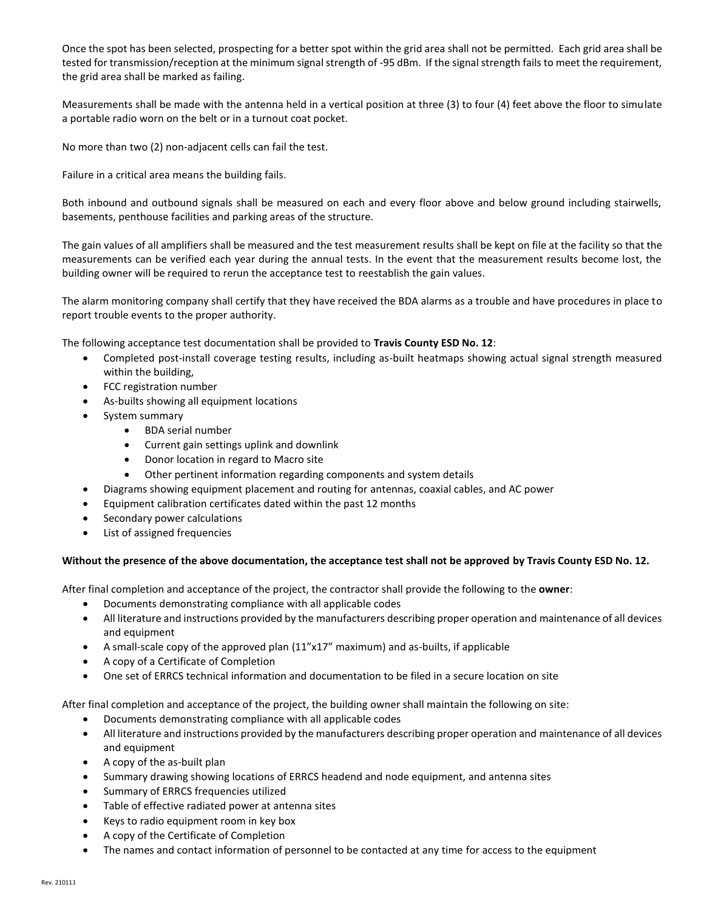Once the spot has been selected, prospecting for a better spot within the grid area shall not be permitted. Each grid area shall be tested for transmission/reception at the minimum signal strength of -95 dBm. If the signal strength fails to meet the requirement, the grid area shall be marked as failing.

Measurements shall be made with the antenna held in a vertical position at three (3) to four (4) feet above the floor to simulate a portable radio worn on the belt or in a turnout coat pocket.

No more than two (2) non-adjacent cells can fail the test.

Failure in a critical area means the building fails.

Both inbound and outbound signals shall be measured on each and every floor above and below ground including stairwells, basements, penthouse facilities and parking areas of the structure.

The gain values of all amplifiers shall be measured and the test measurement results shall be kept on file at the facility so that the measurements can be verified each year during the annual tests. In the event that the measurement results become lost, the building owner will be required to rerun the acceptance test to reestablish the gain values.

The alarm monitoring company shall certify that they have received the BDA alarms as a trouble and have procedures in place to report trouble events to the proper authority.

The following acceptance test documentation shall be provided to **Travis County ESD No. 12**:

- Completed post-install coverage testing results, including as-built heatmaps showing actual signal strength measured within the building,
- FCC registration number
- As-builts showing all equipment locations
- System summary
    - BDA serial number
    - Current gain settings uplink and downlink
    - Donor location in regard to Macro site
    - Other pertinent information regarding components and system details
- Diagrams showing equipment placement and routing for antennas, coaxial cables, and AC power
- Equipment calibration certificates dated within the past 12 months
- Secondary power calculations
- List of assigned frequencies

**Without the presence of the above documentation, the acceptance test shall not be approved by Travis County ESD No. 12.**

After final completion and acceptance of the project, the contractor shall provide the following to the **owner**:

- Documents demonstrating compliance with all applicable codes
- All literature and instructions provided by the manufacturers describing proper operation and maintenance of all devices and equipment
- A small-scale copy of the approved plan (11"x17" maximum) and as-builts, if applicable
- A copy of a Certificate of Completion
- One set of ERRCS technical information and documentation to be filed in a secure location on site

After final completion and acceptance of the project, the building owner shall maintain the following on site:

- Documents demonstrating compliance with all applicable codes
- All literature and instructions provided by the manufacturers describing proper operation and maintenance of all devices and equipment
- A copy of the as-built plan
- Summary drawing showing locations of ERRCS headend and node equipment, and antenna sites
- Summary of ERRCS frequencies utilized
- Table of effective radiated power at antenna sites
- Keys to radio equipment room in key box
- A copy of the Certificate of Completion
- The names and contact information of personnel to be contacted at any time for access to the equipment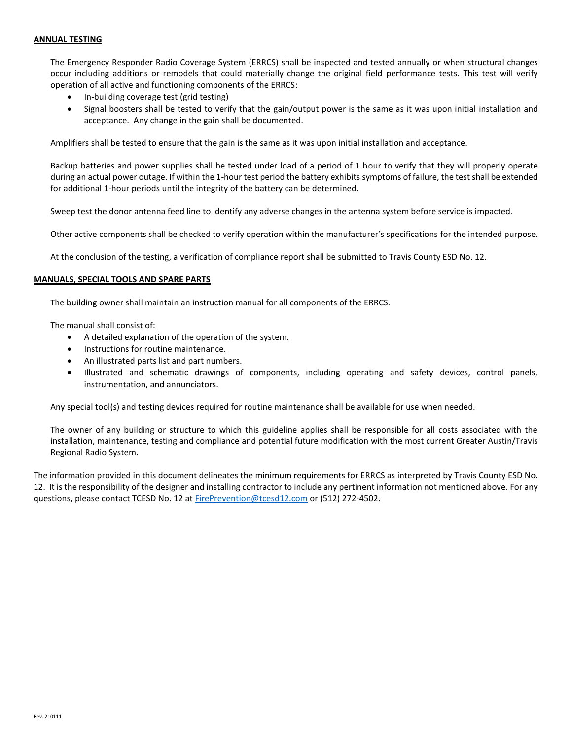## ANNUAL TESTING

The Emergency Responder Radio Coverage System (ERRCS) shall be inspected and tested annually or when structural changes occur including additions or remodels that could materially change the original field performance tests. This test will verify operation of all active and functioning components of the ERRCS:

- In-building coverage test (grid testing)
- Signal boosters shall be tested to verify that the gain/output power is the same as it was upon initial installation and acceptance. Any change in the gain shall be documented.

Amplifiers shall be tested to ensure that the gain is the same as it was upon initial installation and acceptance.

Backup batteries and power supplies shall be tested under load of a period of 1 hour to verify that they will properly operate during an actual power outage. If within the 1-hour test period the battery exhibits symptoms of failure, the test shall be extended for additional 1-hour periods until the integrity of the battery can be determined.

Sweep test the donor antenna feed line to identify any adverse changes in the antenna system before service is impacted.

Other active components shall be checked to verify operation within the manufacturer's specifications for the intended purpose.

At the conclusion of the testing, a verification of compliance report shall be submitted to Travis County ESD No. 12.

## MANUALS, SPECIAL TOOLS AND SPARE PARTS

The building owner shall maintain an instruction manual for all components of the ERRCS.

The manual shall consist of:

- A detailed explanation of the operation of the system.
- Instructions for routine maintenance.
- An illustrated parts list and part numbers.
- Illustrated and schematic drawings of components, including operating and safety devices, control panels, instrumentation, and annunciators.

Any special tool(s) and testing devices required for routine maintenance shall be available for use when needed.

The owner of any building or structure to which this guideline applies shall be responsible for all costs associated with the installation, maintenance, testing and compliance and potential future modification with the most current Greater Austin/Travis Regional Radio System.

The information provided in this document delineates the minimum requirements for ERRCS as interpreted by Travis County ESD No. 12. It is the responsibility of the designer and installing contractor to include any pertinent information not mentioned above. For any questions, please contact TCESD No. 12 at FirePrevention@tcesd12.com or (512) 272-4502.

Rev. 210111